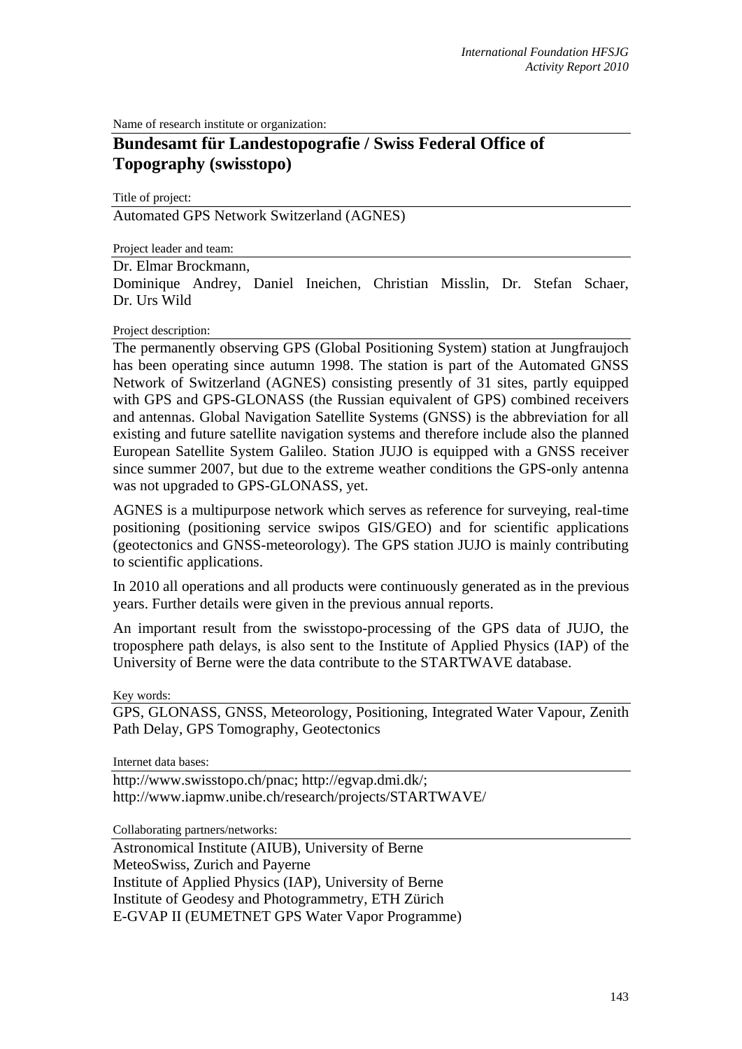Name of research institute or organization:

## Bundesamt für Landestopografie / Swiss Federal Office of Topography (swisstopo)

Title of project:

Automated GPS Network Switzerland (AGNES)

Project leader and team:

Dr. Elmar Brockmann,
Dominique Andrey, Daniel Ineichen, Christian Misslin, Dr. Stefan Schaer, Dr. Urs Wild

Project description:

The permanently observing GPS (Global Positioning System) station at Jungfraujoch has been operating since autumn 1998. The station is part of the Automated GNSS Network of Switzerland (AGNES) consisting presently of 31 sites, partly equipped with GPS and GPS-GLONASS (the Russian equivalent of GPS) combined receivers and antennas. Global Navigation Satellite Systems (GNSS) is the abbreviation for all existing and future satellite navigation systems and therefore include also the planned European Satellite System Galileo. Station JUJO is equipped with a GNSS receiver since summer 2007, but due to the extreme weather conditions the GPS-only antenna was not upgraded to GPS-GLONASS, yet.

AGNES is a multipurpose network which serves as reference for surveying, real-time positioning (positioning service swipos GIS/GEO) and for scientific applications (geotectonics and GNSS-meteorology). The GPS station JUJO is mainly contributing to scientific applications.

In 2010 all operations and all products were continuously generated as in the previous years. Further details were given in the previous annual reports.

An important result from the swisstopo-processing of the GPS data of JUJO, the troposphere path delays, is also sent to the Institute of Applied Physics (IAP) of the University of Berne were the data contribute to the STARTWAVE database.

Key words:

GPS, GLONASS, GNSS, Meteorology, Positioning, Integrated Water Vapour, Zenith Path Delay, GPS Tomography, Geotectonics

Internet data bases:

http://www.swisstopo.ch/pnac; http://egvap.dmi.dk/;
http://www.iapmw.unibe.ch/research/projects/STARTWAVE/

Collaborating partners/networks:

Astronomical Institute (AIUB), University of Berne
MeteoSwiss, Zurich and Payerne
Institute of Applied Physics (IAP), University of Berne
Institute of Geodesy and Photogrammetry, ETH Zürich
E-GVAP II (EUMETNET GPS Water Vapor Programme)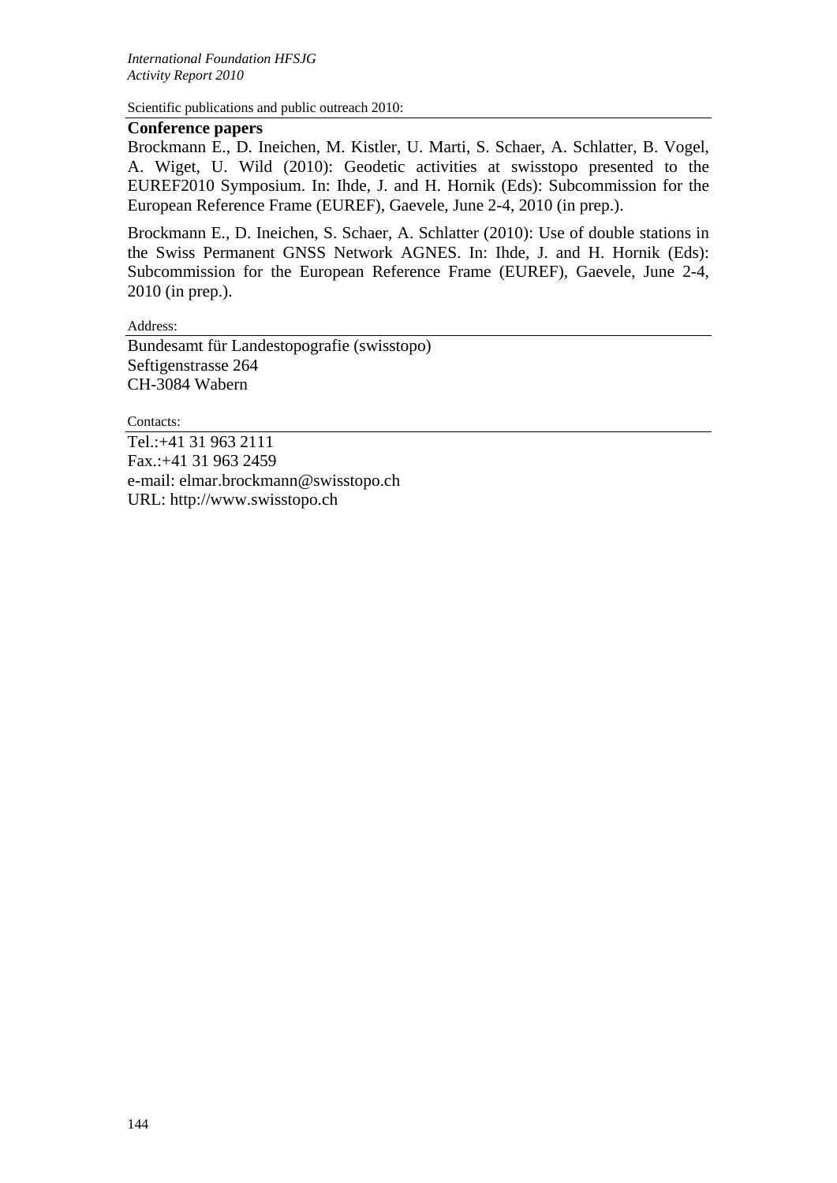Scientific publications and public outreach 2010:

**Conference papers**

Brockmann E., D. Ineichen, M. Kistler, U. Marti, S. Schaer, A. Schlatter, B. Vogel, A. Wiget, U. Wild (2010): Geodetic activities at swisstopo presented to the EUREF2010 Symposium. In: Ihde, J. and H. Hornik (Eds): Subcommission for the European Reference Frame (EUREF), Gaevele, June 2-4, 2010 (in prep.).

Brockmann E., D. Ineichen, S. Schaer, A. Schlatter (2010): Use of double stations in the Swiss Permanent GNSS Network AGNES. In: Ihde, J. and H. Hornik (Eds): Subcommission for the European Reference Frame (EUREF), Gaevele, June 2-4, 2010 (in prep.).

Address:

Bundesamt für Landestopografie (swisstopo)
Seftigenstrasse 264
CH-3084 Wabern

Contacts:

Tel.:+41 31 963 2111
Fax.:+41 31 963 2459
e-mail: elmar.brockmann@swisstopo.ch
URL: http://www.swisstopo.ch